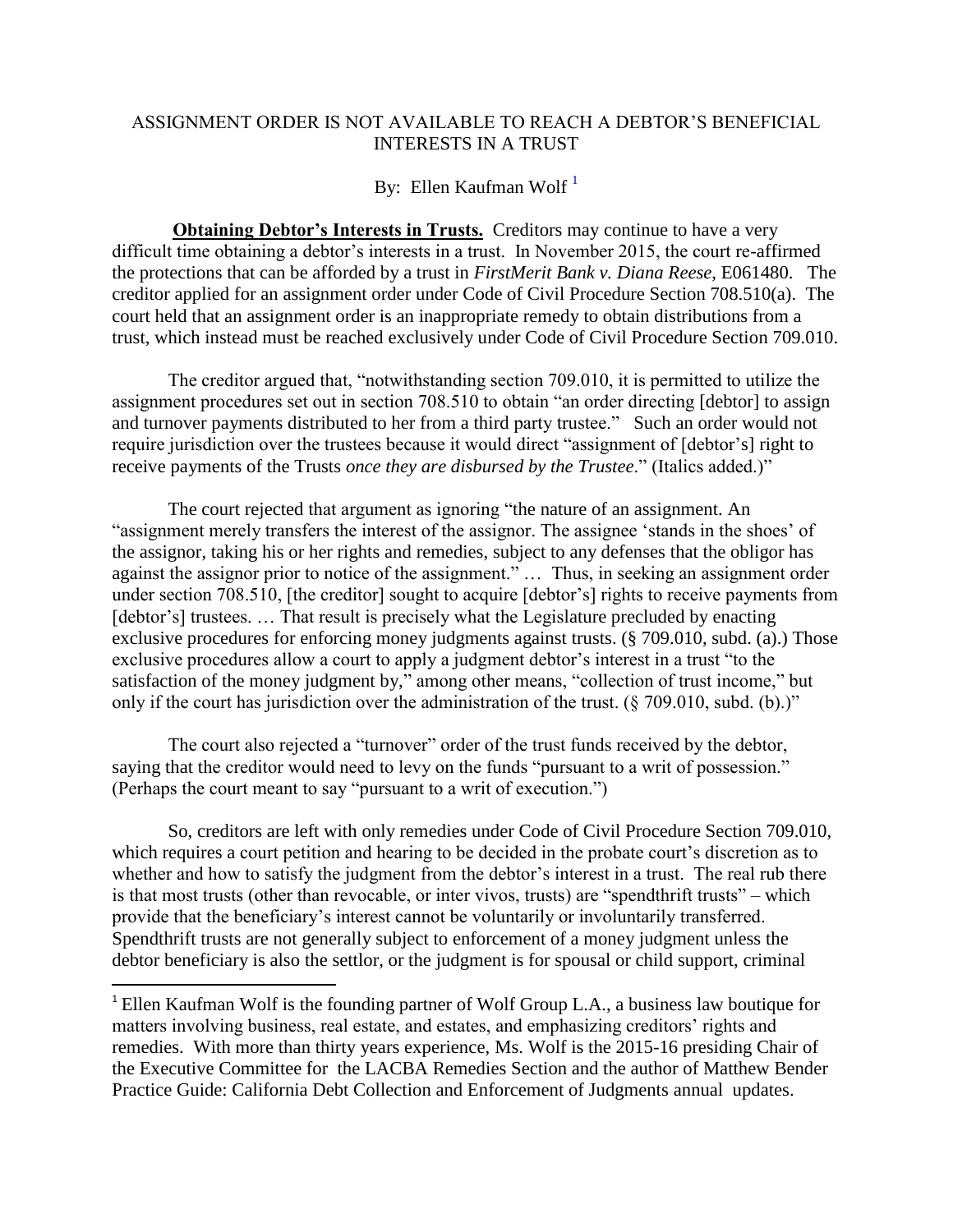# ASSIGNMENT ORDER IS NOT AVAILABLE TO REACH A DEBTOR'S BENEFICIAL INTERESTS IN A TRUST

By: Ellen Kaufman Wolf [1]

**Obtaining Debtor's Interests in Trusts.** Creditors may continue to have a very difficult time obtaining a debtor's interests in a trust. In November 2015, the court re-affirmed the protections that can be afforded by a trust in *FirstMerit Bank v. Diana Reese*, E061480. The creditor applied for an assignment order under Code of Civil Procedure Section 708.510(a). The court held that an assignment order is an inappropriate remedy to obtain distributions from a trust, which instead must be reached exclusively under Code of Civil Procedure Section 709.010.

The creditor argued that, "notwithstanding section 709.010, it is permitted to utilize the assignment procedures set out in section 708.510 to obtain "an order directing [debtor] to assign and turnover payments distributed to her from a third party trustee." Such an order would not require jurisdiction over the trustees because it would direct "assignment of [debtor's] right to receive payments of the Trusts *once they are disbursed by the Trustee*." (Italics added.)"

The court rejected that argument as ignoring "the nature of an assignment. An "assignment merely transfers the interest of the assignor. The assignee 'stands in the shoes' of the assignor, taking his or her rights and remedies, subject to any defenses that the obligor has against the assignor prior to notice of the assignment." … Thus, in seeking an assignment order under section 708.510, [the creditor] sought to acquire [debtor's] rights to receive payments from [debtor's] trustees. … That result is precisely what the Legislature precluded by enacting exclusive procedures for enforcing money judgments against trusts. (§ 709.010, subd. (a).) Those exclusive procedures allow a court to apply a judgment debtor's interest in a trust "to the satisfaction of the money judgment by," among other means, "collection of trust income," but only if the court has jurisdiction over the administration of the trust. (§ 709.010, subd. (b).)"

The court also rejected a "turnover" order of the trust funds received by the debtor, saying that the creditor would need to levy on the funds "pursuant to a writ of possession." (Perhaps the court meant to say "pursuant to a writ of execution.")

So, creditors are left with only remedies under Code of Civil Procedure Section 709.010, which requires a court petition and hearing to be decided in the probate court's discretion as to whether and how to satisfy the judgment from the debtor's interest in a trust. The real rub there is that most trusts (other than revocable, or inter vivos, trusts) are "spendthrift trusts" – which provide that the beneficiary's interest cannot be voluntarily or involuntarily transferred. Spendthrift trusts are not generally subject to enforcement of a money judgment unless the debtor beneficiary is also the settlor, or the judgment is for spousal or child support, criminal

---

[1] Ellen Kaufman Wolf is the founding partner of Wolf Group L.A., a business law boutique for matters involving business, real estate, and estates, and emphasizing creditors' rights and remedies. With more than thirty years experience, Ms. Wolf is the 2015-16 presiding Chair of the Executive Committee for the LACBA Remedies Section and the author of Matthew Bender Practice Guide: California Debt Collection and Enforcement of Judgments annual updates.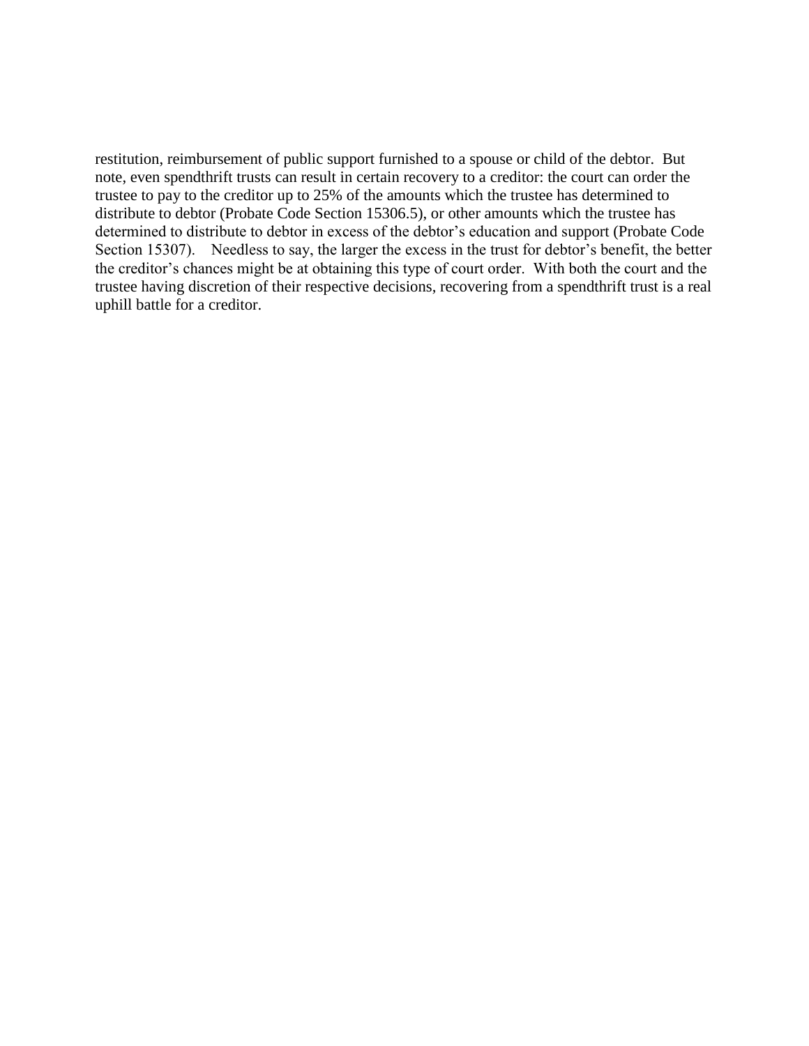restitution, reimbursement of public support furnished to a spouse or child of the debtor. But note, even spendthrift trusts can result in certain recovery to a creditor: the court can order the trustee to pay to the creditor up to 25% of the amounts which the trustee has determined to distribute to debtor (Probate Code Section 15306.5), or other amounts which the trustee has determined to distribute to debtor in excess of the debtor's education and support (Probate Code Section 15307). Needless to say, the larger the excess in the trust for debtor's benefit, the better the creditor's chances might be at obtaining this type of court order. With both the court and the trustee having discretion of their respective decisions, recovering from a spendthrift trust is a real uphill battle for a creditor.